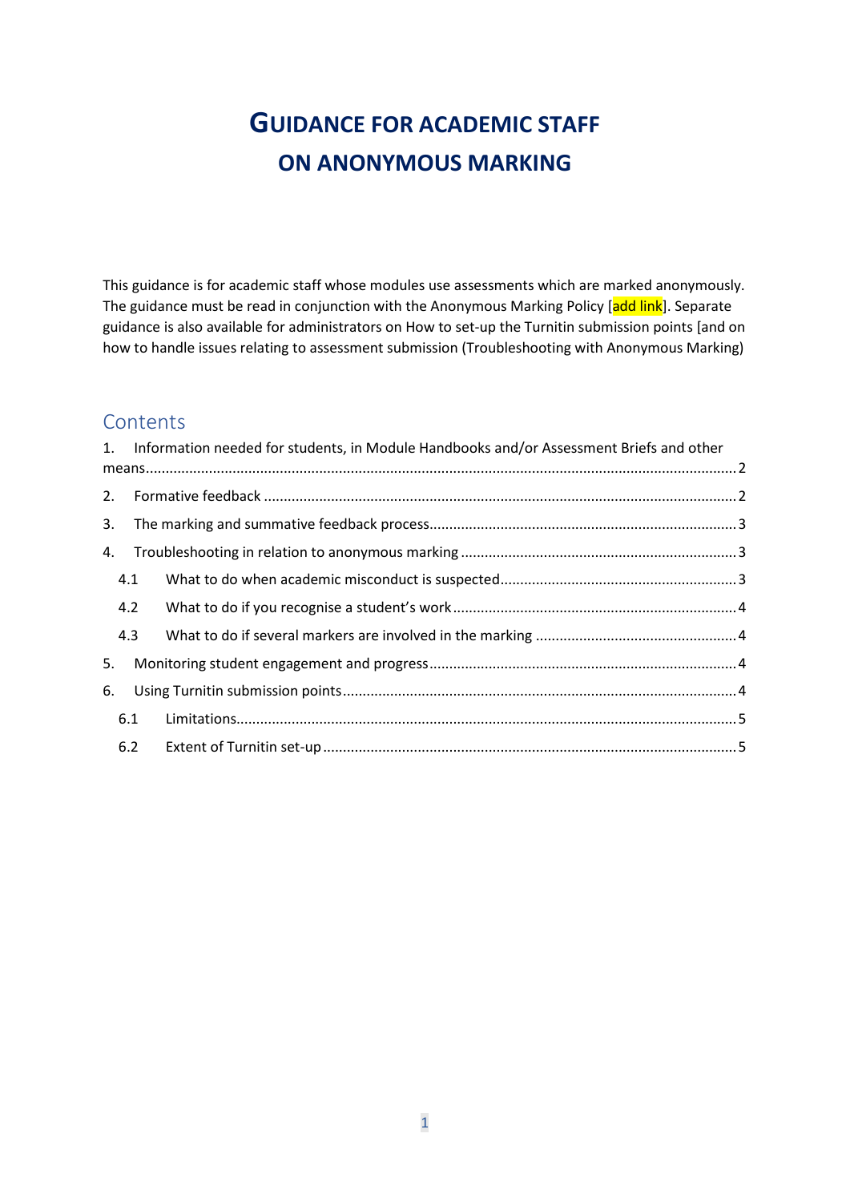# GUIDANCE FOR ACADEMIC STAFF ON ANONYMOUS MARKING

This guidance is for academic staff whose modules use assessments which are marked anonymously. The guidance must be read in conjunction with the Anonymous Marking Policy [add link]. Separate guidance is also available for administrators on How to set-up the Turnitin submission points [and on how to handle issues relating to assessment submission (Troubleshooting with Anonymous Marking)

## Contents

1. Information needed for students, in Module Handbooks and/or Assessment Briefs and other means ..... 2
2. Formative feedback ..... 2
3. The marking and summative feedback process ..... 3
4. Troubleshooting in relation to anonymous marking ..... 3
   - 4.1 What to do when academic misconduct is suspected ..... 3
   - 4.2 What to do if you recognise a student's work ..... 4
   - 4.3 What to do if several markers are involved in the marking ..... 4
5. Monitoring student engagement and progress ..... 4
6. Using Turnitin submission points ..... 4
   - 6.1 Limitations ..... 5
   - 6.2 Extent of Turnitin set-up ..... 5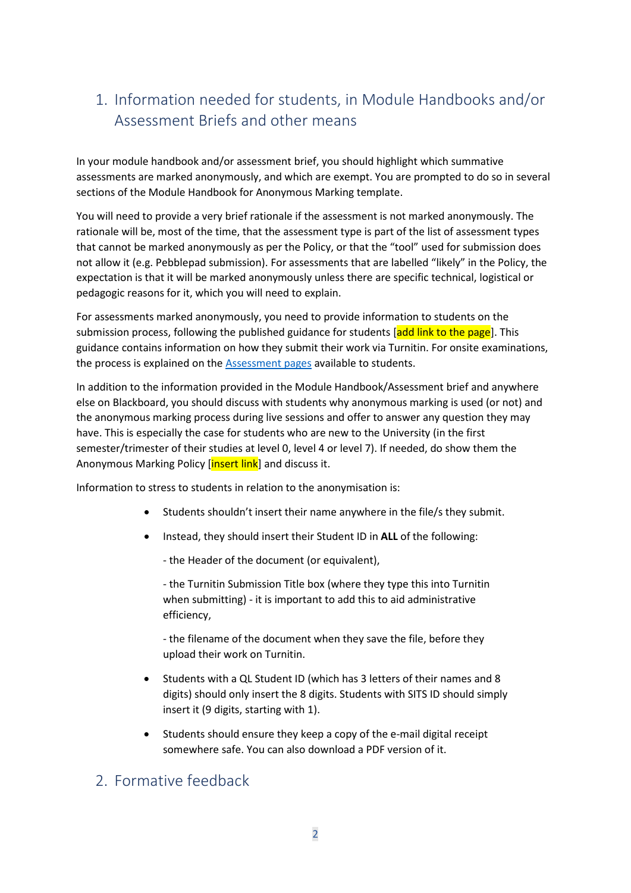## 1. Information needed for students, in Module Handbooks and/or Assessment Briefs and other means

In your module handbook and/or assessment brief, you should highlight which summative assessments are marked anonymously, and which are exempt. You are prompted to do so in several sections of the Module Handbook for Anonymous Marking template.

You will need to provide a very brief rationale if the assessment is not marked anonymously. The rationale will be, most of the time, that the assessment type is part of the list of assessment types that cannot be marked anonymously as per the Policy, or that the "tool" used for submission does not allow it (e.g. Pebblepad submission). For assessments that are labelled "likely" in the Policy, the expectation is that it will be marked anonymously unless there are specific technical, logistical or pedagogic reasons for it, which you will need to explain.

For assessments marked anonymously, you need to provide information to students on the submission process, following the published guidance for students [add link to the page]. This guidance contains information on how they submit their work via Turnitin. For onsite examinations, the process is explained on the Assessment pages available to students.

In addition to the information provided in the Module Handbook/Assessment brief and anywhere else on Blackboard, you should discuss with students why anonymous marking is used (or not) and the anonymous marking process during live sessions and offer to answer any question they may have. This is especially the case for students who are new to the University (in the first semester/trimester of their studies at level 0, level 4 or level 7). If needed, do show them the Anonymous Marking Policy [insert link] and discuss it.

Information to stress to students in relation to the anonymisation is:

- Students shouldn't insert their name anywhere in the file/s they submit.
- Instead, they should insert their Student ID in **ALL** of the following:

  - the Header of the document (or equivalent),

  - the Turnitin Submission Title box (where they type this into Turnitin when submitting) - it is important to add this to aid administrative efficiency,

  - the filename of the document when they save the file, before they upload their work on Turnitin.

- Students with a QL Student ID (which has 3 letters of their names and 8 digits) should only insert the 8 digits. Students with SITS ID should simply insert it (9 digits, starting with 1).
- Students should ensure they keep a copy of the e-mail digital receipt somewhere safe. You can also download a PDF version of it.

## 2. Formative feedback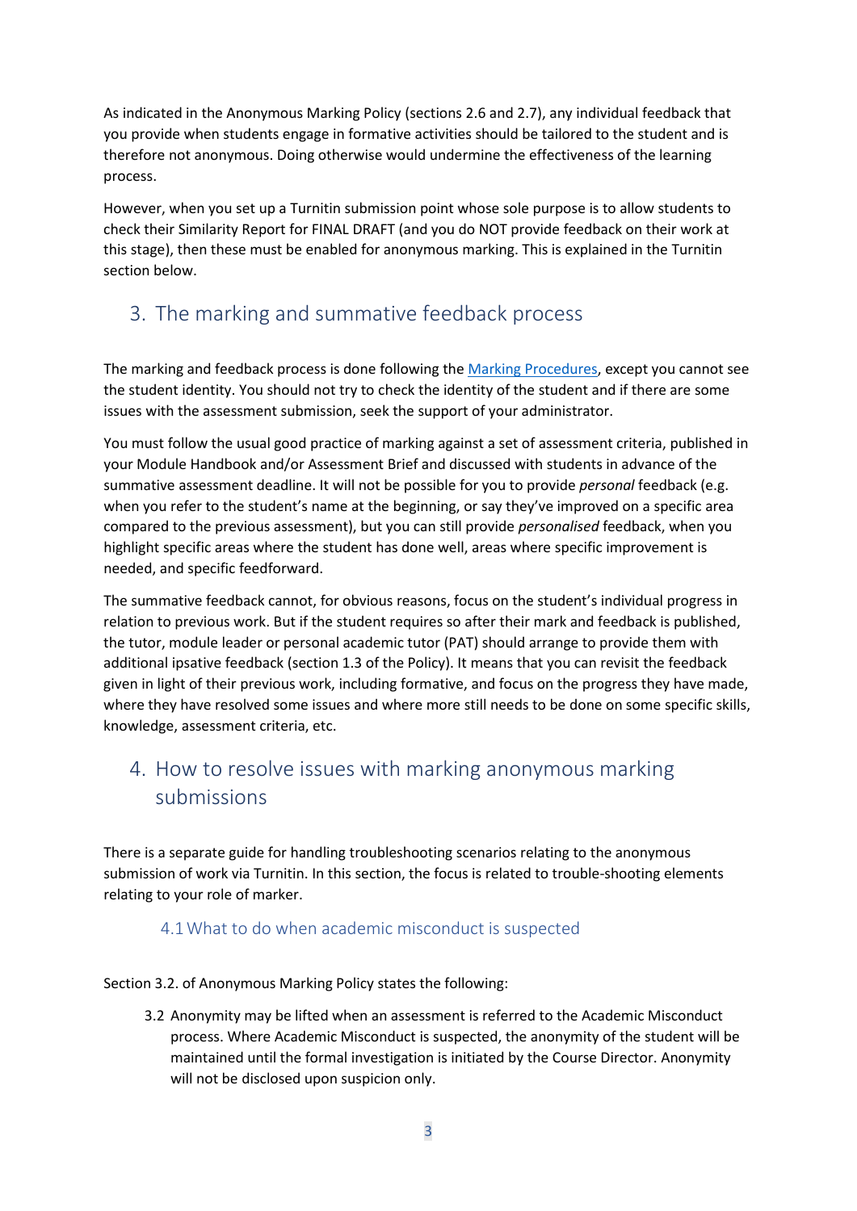As indicated in the Anonymous Marking Policy (sections 2.6 and 2.7), any individual feedback that you provide when students engage in formative activities should be tailored to the student and is therefore not anonymous. Doing otherwise would undermine the effectiveness of the learning process.

However, when you set up a Turnitin submission point whose sole purpose is to allow students to check their Similarity Report for FINAL DRAFT (and you do NOT provide feedback on their work at this stage), then these must be enabled for anonymous marking. This is explained in the Turnitin section below.

## 3. The marking and summative feedback process

The marking and feedback process is done following the Marking Procedures, except you cannot see the student identity. You should not try to check the identity of the student and if there are some issues with the assessment submission, seek the support of your administrator.

You must follow the usual good practice of marking against a set of assessment criteria, published in your Module Handbook and/or Assessment Brief and discussed with students in advance of the summative assessment deadline. It will not be possible for you to provide *personal* feedback (e.g. when you refer to the student's name at the beginning, or say they've improved on a specific area compared to the previous assessment), but you can still provide *personalised* feedback, when you highlight specific areas where the student has done well, areas where specific improvement is needed, and specific feedforward.

The summative feedback cannot, for obvious reasons, focus on the student's individual progress in relation to previous work. But if the student requires so after their mark and feedback is published, the tutor, module leader or personal academic tutor (PAT) should arrange to provide them with additional ipsative feedback (section 1.3 of the Policy). It means that you can revisit the feedback given in light of their previous work, including formative, and focus on the progress they have made, where they have resolved some issues and where more still needs to be done on some specific skills, knowledge, assessment criteria, etc.

## 4. How to resolve issues with marking anonymous marking submissions

There is a separate guide for handling troubleshooting scenarios relating to the anonymous submission of work via Turnitin. In this section, the focus is related to trouble-shooting elements relating to your role of marker.

### 4.1 What to do when academic misconduct is suspected

Section 3.2. of Anonymous Marking Policy states the following:

> 3.2 Anonymity may be lifted when an assessment is referred to the Academic Misconduct process. Where Academic Misconduct is suspected, the anonymity of the student will be maintained until the formal investigation is initiated by the Course Director. Anonymity will not be disclosed upon suspicion only.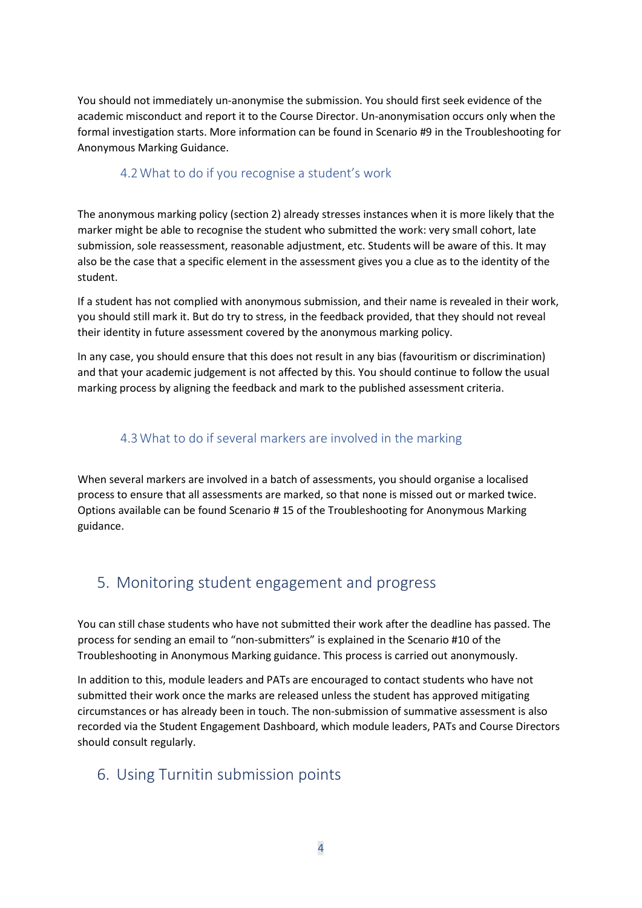You should not immediately un-anonymise the submission. You should first seek evidence of the academic misconduct and report it to the Course Director. Un-anonymisation occurs only when the formal investigation starts. More information can be found in Scenario #9 in the Troubleshooting for Anonymous Marking Guidance.

### 4.2 What to do if you recognise a student's work

The anonymous marking policy (section 2) already stresses instances when it is more likely that the marker might be able to recognise the student who submitted the work: very small cohort, late submission, sole reassessment, reasonable adjustment, etc. Students will be aware of this. It may also be the case that a specific element in the assessment gives you a clue as to the identity of the student.

If a student has not complied with anonymous submission, and their name is revealed in their work, you should still mark it. But do try to stress, in the feedback provided, that they should not reveal their identity in future assessment covered by the anonymous marking policy.

In any case, you should ensure that this does not result in any bias (favouritism or discrimination) and that your academic judgement is not affected by this. You should continue to follow the usual marking process by aligning the feedback and mark to the published assessment criteria.

### 4.3 What to do if several markers are involved in the marking

When several markers are involved in a batch of assessments, you should organise a localised process to ensure that all assessments are marked, so that none is missed out or marked twice. Options available can be found Scenario # 15 of the Troubleshooting for Anonymous Marking guidance.

## 5. Monitoring student engagement and progress

You can still chase students who have not submitted their work after the deadline has passed. The process for sending an email to "non-submitters" is explained in the Scenario #10 of the Troubleshooting in Anonymous Marking guidance. This process is carried out anonymously.

In addition to this, module leaders and PATs are encouraged to contact students who have not submitted their work once the marks are released unless the student has approved mitigating circumstances or has already been in touch. The non-submission of summative assessment is also recorded via the Student Engagement Dashboard, which module leaders, PATs and Course Directors should consult regularly.

## 6. Using Turnitin submission points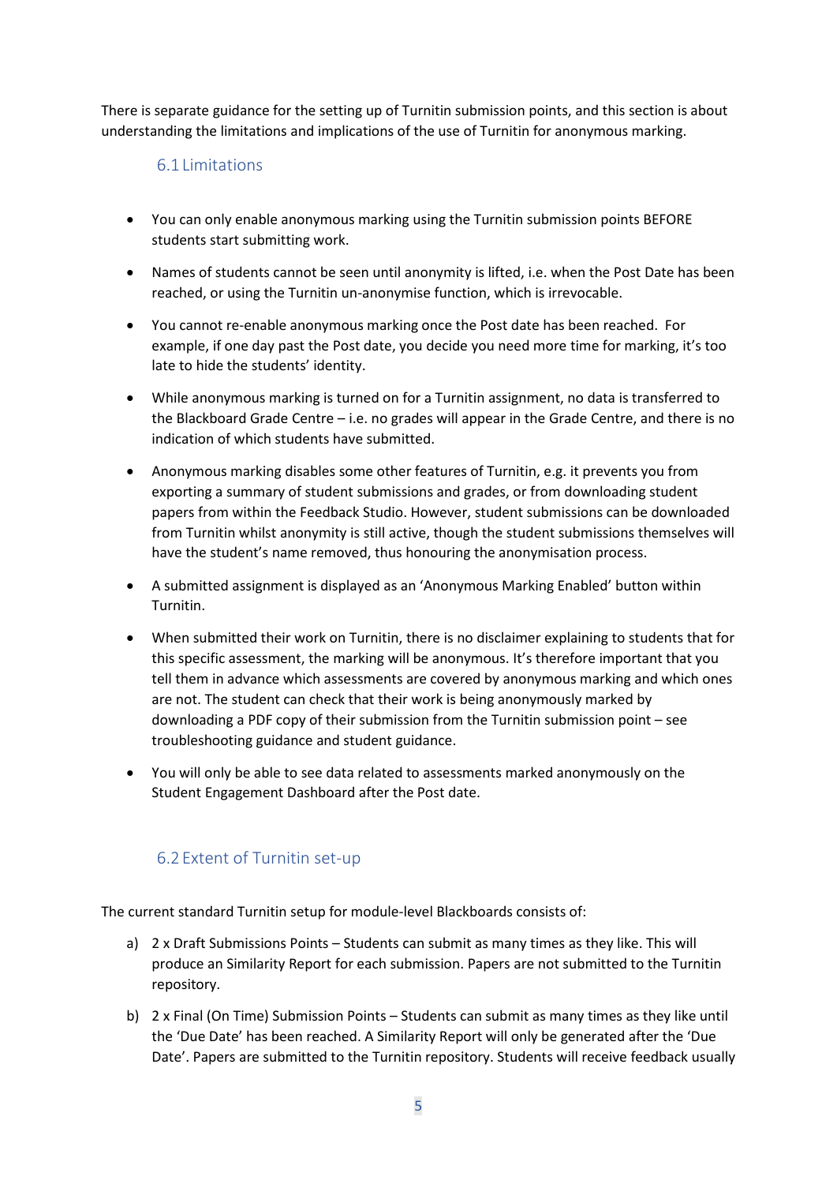There is separate guidance for the setting up of Turnitin submission points, and this section is about understanding the limitations and implications of the use of Turnitin for anonymous marking.

### 6.1 Limitations

- You can only enable anonymous marking using the Turnitin submission points BEFORE students start submitting work.
- Names of students cannot be seen until anonymity is lifted, i.e. when the Post Date has been reached, or using the Turnitin un-anonymise function, which is irrevocable.
- You cannot re-enable anonymous marking once the Post date has been reached. For example, if one day past the Post date, you decide you need more time for marking, it's too late to hide the students' identity.
- While anonymous marking is turned on for a Turnitin assignment, no data is transferred to the Blackboard Grade Centre – i.e. no grades will appear in the Grade Centre, and there is no indication of which students have submitted.
- Anonymous marking disables some other features of Turnitin, e.g. it prevents you from exporting a summary of student submissions and grades, or from downloading student papers from within the Feedback Studio. However, student submissions can be downloaded from Turnitin whilst anonymity is still active, though the student submissions themselves will have the student's name removed, thus honouring the anonymisation process.
- A submitted assignment is displayed as an 'Anonymous Marking Enabled' button within Turnitin.
- When submitted their work on Turnitin, there is no disclaimer explaining to students that for this specific assessment, the marking will be anonymous. It's therefore important that you tell them in advance which assessments are covered by anonymous marking and which ones are not. The student can check that their work is being anonymously marked by downloading a PDF copy of their submission from the Turnitin submission point – see troubleshooting guidance and student guidance.
- You will only be able to see data related to assessments marked anonymously on the Student Engagement Dashboard after the Post date.

### 6.2 Extent of Turnitin set-up

The current standard Turnitin setup for module-level Blackboards consists of:

a) 2 x Draft Submissions Points – Students can submit as many times as they like. This will produce an Similarity Report for each submission. Papers are not submitted to the Turnitin repository.

b) 2 x Final (On Time) Submission Points – Students can submit as many times as they like until the 'Due Date' has been reached. A Similarity Report will only be generated after the 'Due Date'. Papers are submitted to the Turnitin repository. Students will receive feedback usually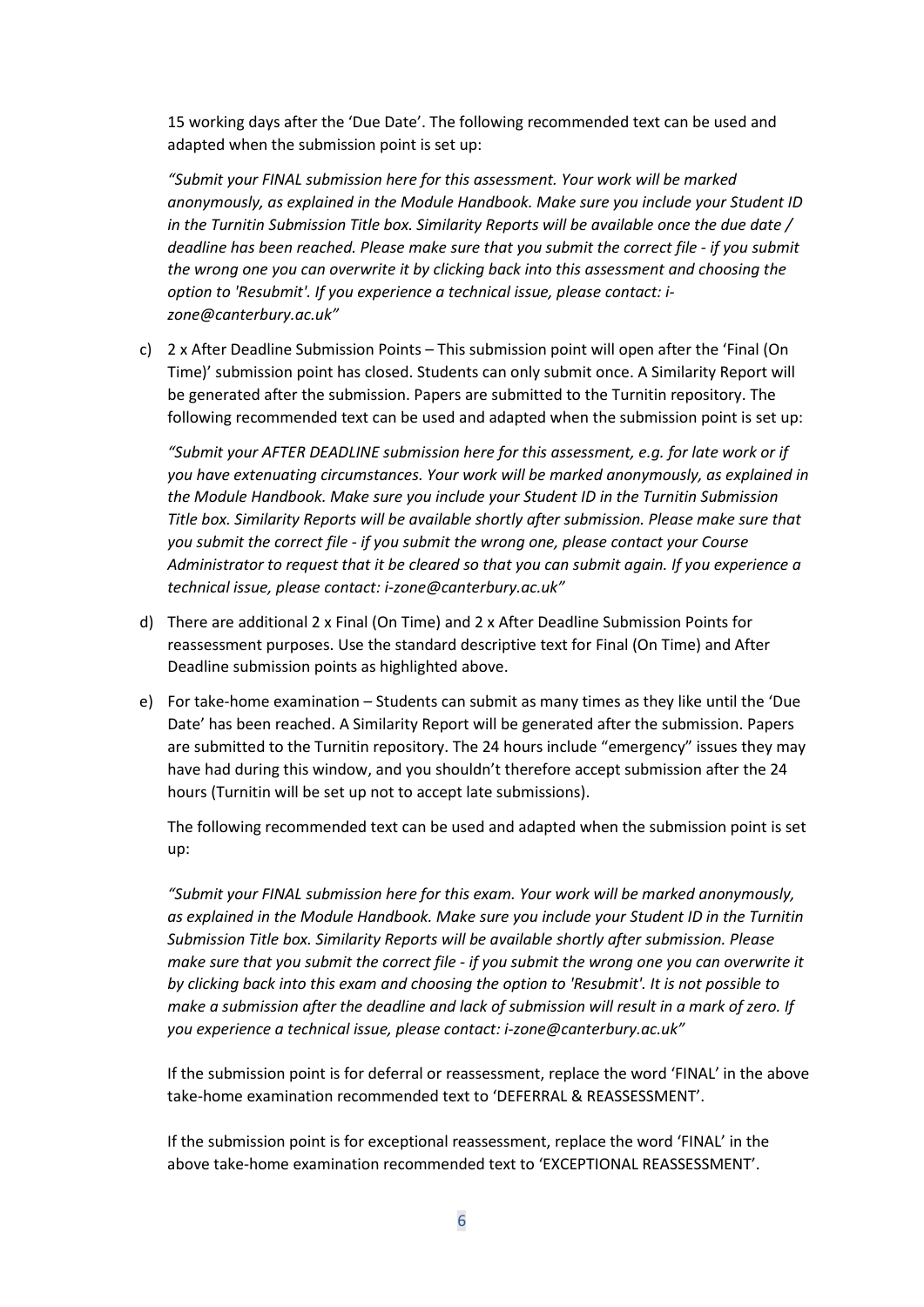15 working days after the 'Due Date'. The following recommended text can be used and adapted when the submission point is set up:

*"Submit your FINAL submission here for this assessment. Your work will be marked anonymously, as explained in the Module Handbook. Make sure you include your Student ID in the Turnitin Submission Title box. Similarity Reports will be available once the due date / deadline has been reached. Please make sure that you submit the correct file - if you submit the wrong one you can overwrite it by clicking back into this assessment and choosing the option to 'Resubmit'. If you experience a technical issue, please contact: i-zone@canterbury.ac.uk"*

c) 2 x After Deadline Submission Points – This submission point will open after the 'Final (On Time)' submission point has closed. Students can only submit once. A Similarity Report will be generated after the submission. Papers are submitted to the Turnitin repository. The following recommended text can be used and adapted when the submission point is set up:

   *"Submit your AFTER DEADLINE submission here for this assessment, e.g. for late work or if you have extenuating circumstances. Your work will be marked anonymously, as explained in the Module Handbook. Make sure you include your Student ID in the Turnitin Submission Title box. Similarity Reports will be available shortly after submission. Please make sure that you submit the correct file - if you submit the wrong one, please contact your Course Administrator to request that it be cleared so that you can submit again. If you experience a technical issue, please contact: i-zone@canterbury.ac.uk"*

d) There are additional 2 x Final (On Time) and 2 x After Deadline Submission Points for reassessment purposes. Use the standard descriptive text for Final (On Time) and After Deadline submission points as highlighted above.

e) For take-home examination – Students can submit as many times as they like until the 'Due Date' has been reached. A Similarity Report will be generated after the submission. Papers are submitted to the Turnitin repository. The 24 hours include "emergency" issues they may have had during this window, and you shouldn't therefore accept submission after the 24 hours (Turnitin will be set up not to accept late submissions).

   The following recommended text can be used and adapted when the submission point is set up:

   *"Submit your FINAL submission here for this exam. Your work will be marked anonymously, as explained in the Module Handbook. Make sure you include your Student ID in the Turnitin Submission Title box. Similarity Reports will be available shortly after submission. Please make sure that you submit the correct file - if you submit the wrong one you can overwrite it by clicking back into this exam and choosing the option to 'Resubmit'. It is not possible to make a submission after the deadline and lack of submission will result in a mark of zero. If you experience a technical issue, please contact: i-zone@canterbury.ac.uk"*

   If the submission point is for deferral or reassessment, replace the word 'FINAL' in the above take-home examination recommended text to 'DEFERRAL & REASSESSMENT'.

   If the submission point is for exceptional reassessment, replace the word 'FINAL' in the above take-home examination recommended text to 'EXCEPTIONAL REASSESSMENT'.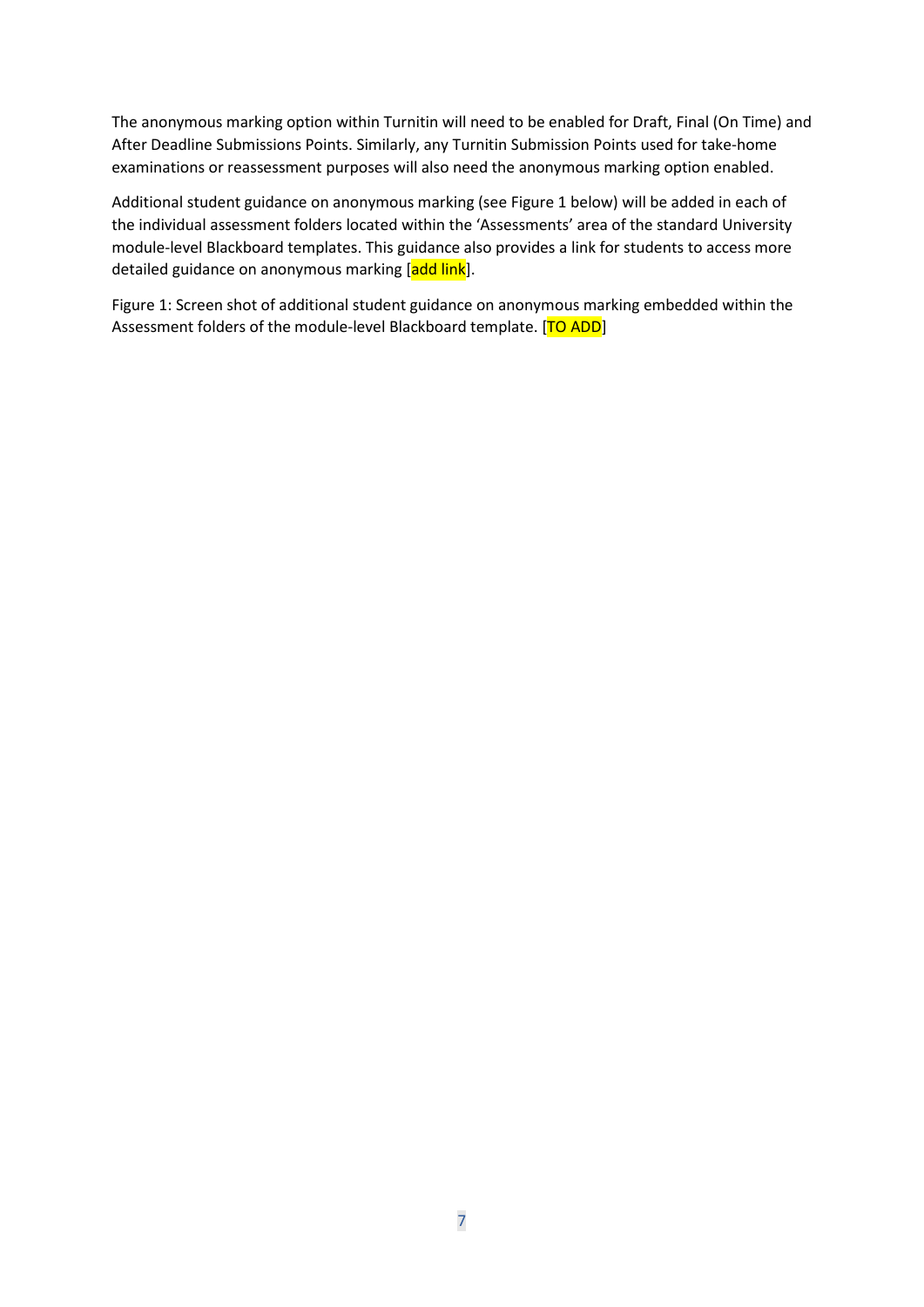The anonymous marking option within Turnitin will need to be enabled for Draft, Final (On Time) and After Deadline Submissions Points. Similarly, any Turnitin Submission Points used for take-home examinations or reassessment purposes will also need the anonymous marking option enabled.

Additional student guidance on anonymous marking (see Figure 1 below) will be added in each of the individual assessment folders located within the 'Assessments' area of the standard University module-level Blackboard templates. This guidance also provides a link for students to access more detailed guidance on anonymous marking [add link].

Figure 1: Screen shot of additional student guidance on anonymous marking embedded within the Assessment folders of the module-level Blackboard template. [TO ADD]